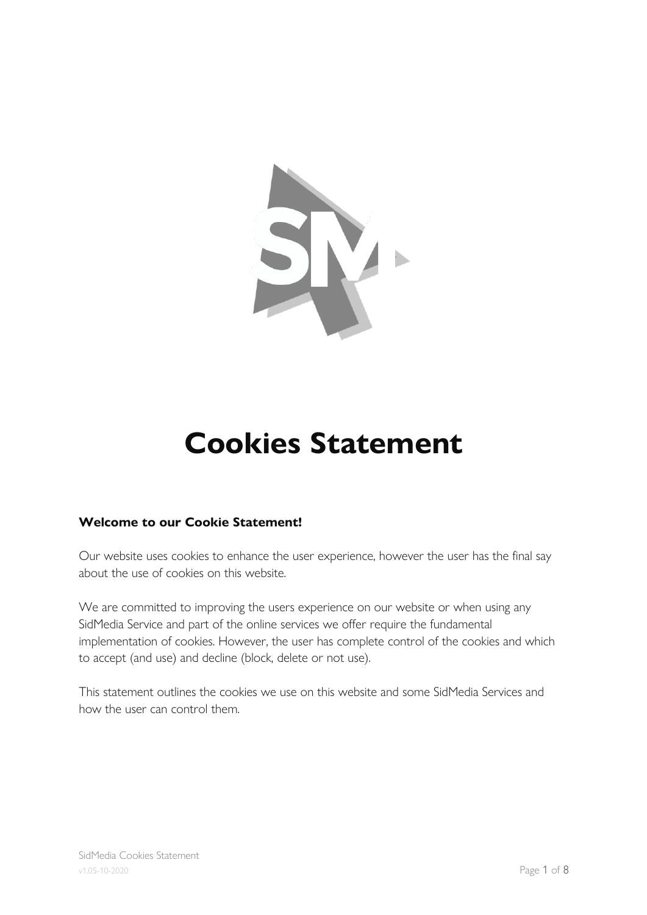# Cookies Statement

**Welcome to our Cookie Statement!**

Our website uses cookies to enhance the user experience, however the user has the final say about the use of cookies on this website.

We are committed to improving the users experience on our website or when using any SidMedia Service and part of the online services we offer require the fundamental implementation of cookies. However, the user has complete control of the cookies and which to accept (and use) and decline (block, delete or not use).

This statement outlines the cookies we use on this website and some SidMedia Services and how the user can control them.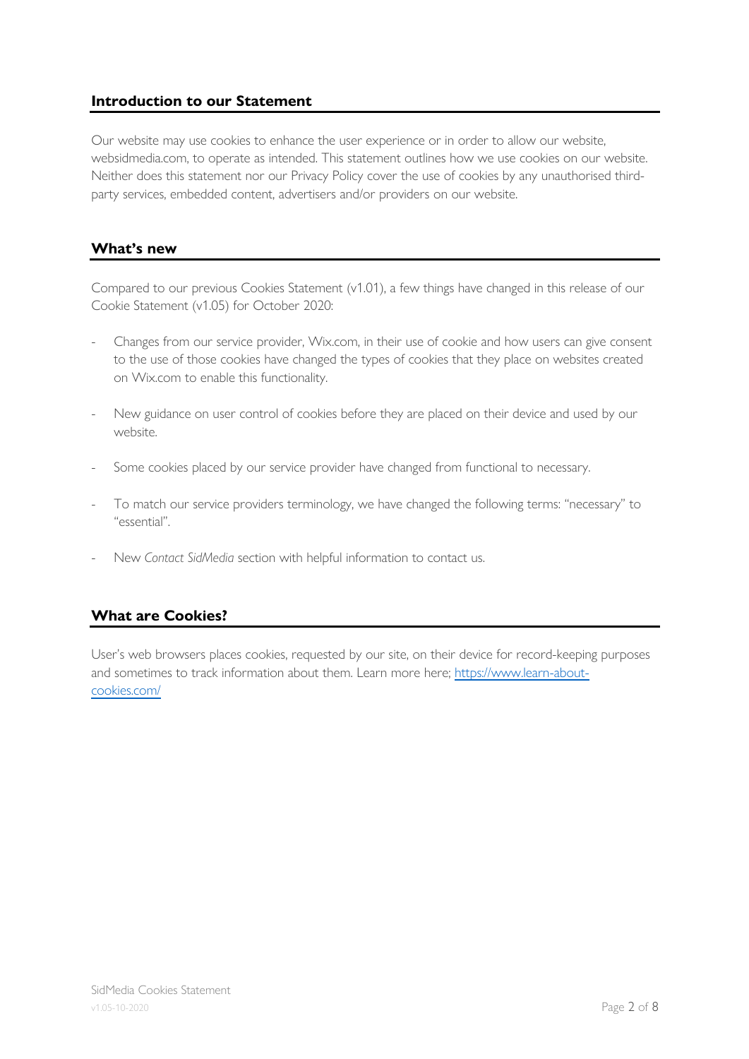## Introduction to our Statement

Our website may use cookies to enhance the user experience or in order to allow our website, websidmedia.com, to operate as intended. This statement outlines how we use cookies on our website. Neither does this statement nor our Privacy Policy cover the use of cookies by any unauthorised third-party services, embedded content, advertisers and/or providers on our website.

## What's new

Compared to our previous Cookies Statement (v1.01), a few things have changed in this release of our Cookie Statement (v1.05) for October 2020:

- Changes from our service provider, Wix.com, in their use of cookie and how users can give consent to the use of those cookies have changed the types of cookies that they place on websites created on Wix.com to enable this functionality.
- New guidance on user control of cookies before they are placed on their device and used by our website.
- Some cookies placed by our service provider have changed from functional to necessary.
- To match our service providers terminology, we have changed the following terms: "necessary" to "essential".
- New *Contact SidMedia* section with helpful information to contact us.

## What are Cookies?

User's web browsers places cookies, requested by our site, on their device for record-keeping purposes and sometimes to track information about them. Learn more here; [https://www.learn-about-cookies.com/](https://www.learn-about-cookies.com/)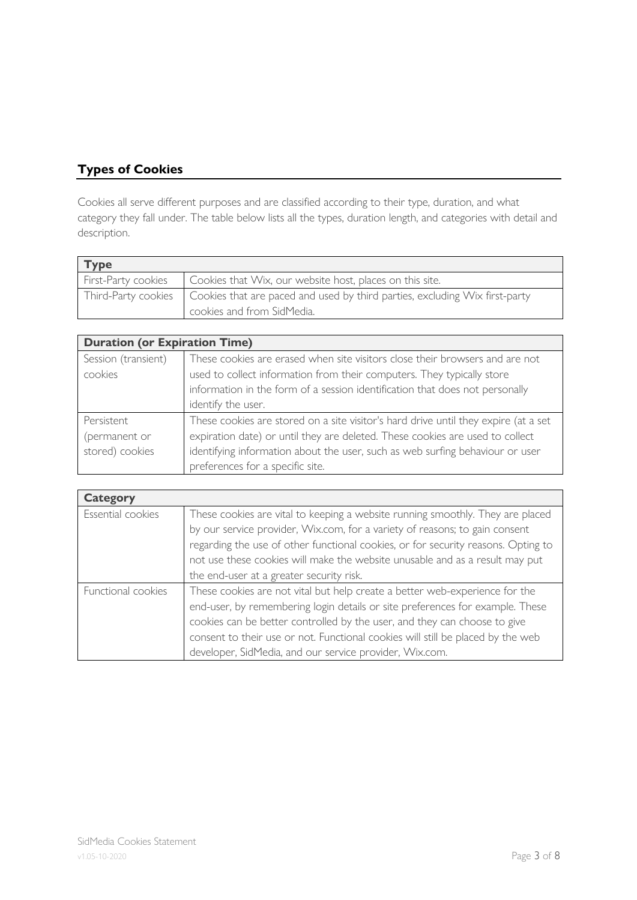## Types of Cookies

Cookies all serve different purposes and are classified according to their type, duration, and what category they fall under. The table below lists all the types, duration length, and categories with detail and description.

| Type | |
|---|---|
| First-Party cookies | Cookies that Wix, our website host, places on this site. |
| Third-Party cookies | Cookies that are paced and used by third parties, excluding Wix first-party cookies and from SidMedia. |

| Duration (or Expiration Time) | |
|---|---|
| Session (transient) cookies | These cookies are erased when site visitors close their browsers and are not used to collect information from their computers. They typically store information in the form of a session identification that does not personally identify the user. |
| Persistent (permanent or stored) cookies | These cookies are stored on a site visitor's hard drive until they expire (at a set expiration date) or until they are deleted. These cookies are used to collect identifying information about the user, such as web surfing behaviour or user preferences for a specific site. |

| Category | |
|---|---|
| Essential cookies | These cookies are vital to keeping a website running smoothly. They are placed by our service provider, Wix.com, for a variety of reasons; to gain consent regarding the use of other functional cookies, or for security reasons. Opting to not use these cookies will make the website unusable and as a result may put the end-user at a greater security risk. |
| Functional cookies | These cookies are not vital but help create a better web-experience for the end-user, by remembering login details or site preferences for example. These cookies can be better controlled by the user, and they can choose to give consent to their use or not. Functional cookies will still be placed by the web developer, SidMedia, and our service provider, Wix.com. |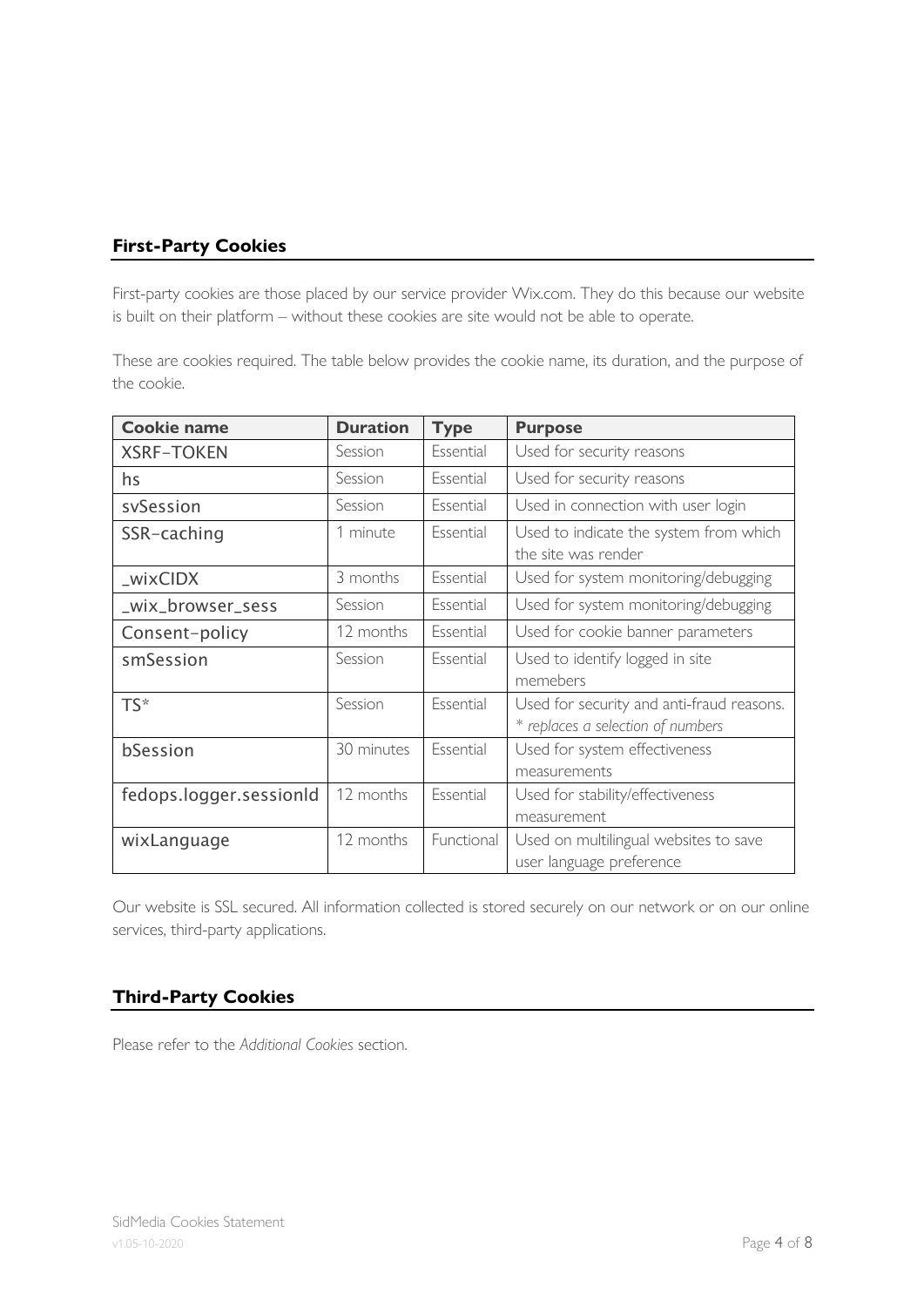## First-Party Cookies

First-party cookies are those placed by our service provider Wix.com. They do this because our website is built on their platform – without these cookies are site would not be able to operate.

These are cookies required. The table below provides the cookie name, its duration, and the purpose of the cookie.

| Cookie name | Duration | Type | Purpose |
|---|---|---|---|
| XSRF-TOKEN | Session | Essential | Used for security reasons |
| hs | Session | Essential | Used for security reasons |
| svSession | Session | Essential | Used in connection with user login |
| SSR-caching | 1 minute | Essential | Used to indicate the system from which the site was render |
| _wixCIDX | 3 months | Essential | Used for system monitoring/debugging |
| _wix_browser_sess | Session | Essential | Used for system monitoring/debugging |
| Consent-policy | 12 months | Essential | Used for cookie banner parameters |
| smSession | Session | Essential | Used to identify logged in site memebers |
| TS* | Session | Essential | Used for security and anti-fraud reasons. *\* replaces a selection of numbers* |
| bSession | 30 minutes | Essential | Used for system effectiveness measurements |
| fedops.logger.sessionId | 12 months | Essential | Used for stability/effectiveness measurement |
| wixLanguage | 12 months | Functional | Used on multilingual websites to save user language preference |

Our website is SSL secured. All information collected is stored securely on our network or on our online services, third-party applications.

## Third-Party Cookies

Please refer to the *Additional Cookies* section.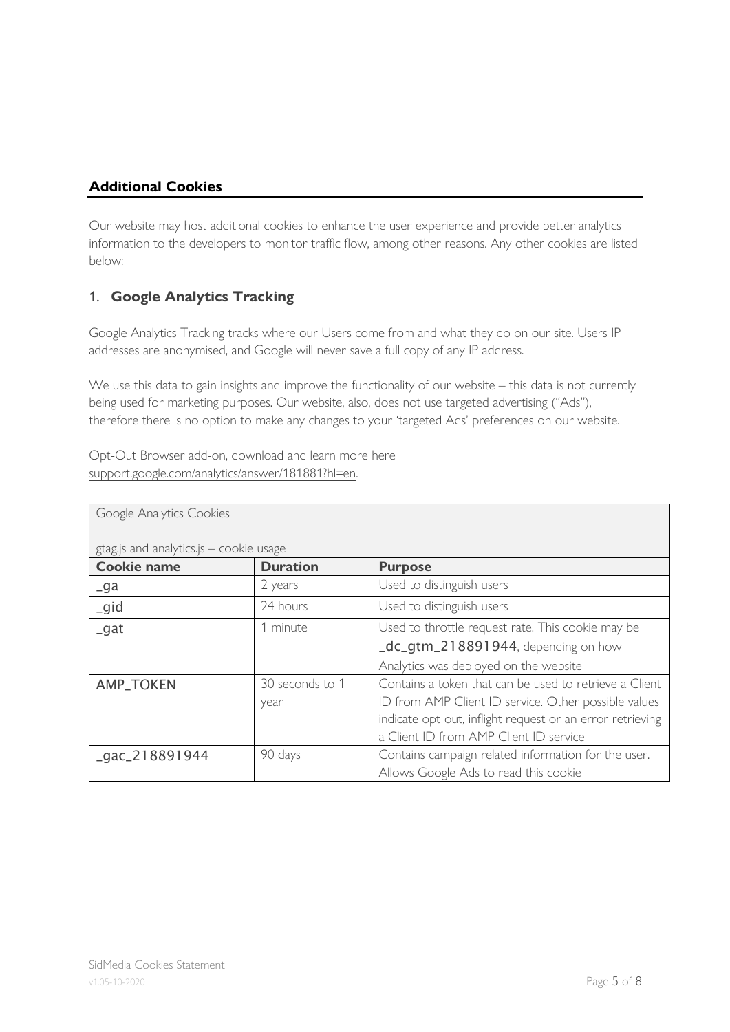## Additional Cookies

Our website may host additional cookies to enhance the user experience and provide better analytics information to the developers to monitor traffic flow, among other reasons. Any other cookies are listed below:

### 1. **Google Analytics Tracking**

Google Analytics Tracking tracks where our Users come from and what they do on our site. Users IP addresses are anonymised, and Google will never save a full copy of any IP address.

We use this data to gain insights and improve the functionality of our website – this data is not currently being used for marketing purposes. Our website, also, does not use targeted advertising ("Ads"), therefore there is no option to make any changes to your 'targeted Ads' preferences on our website.

Opt-Out Browser add-on, download and learn more here [support.google.com/analytics/answer/181881?hl=en](support.google.com/analytics/answer/181881?hl=en).

| Google Analytics Cookies<br><br>gtag.js and analytics.js – cookie usage | | |
|---|---|---|
| **Cookie name** | **Duration** | **Purpose** |
| _ga | 2 years | Used to distinguish users |
| _gid | 24 hours | Used to distinguish users |
| _gat | 1 minute | Used to throttle request rate. This cookie may be _dc_gtm_218891944, depending on how Analytics was deployed on the website |
| AMP_TOKEN | 30 seconds to 1 year | Contains a token that can be used to retrieve a Client ID from AMP Client ID service. Other possible values indicate opt-out, inflight request or an error retrieving a Client ID from AMP Client ID service |
| _gac_218891944 | 90 days | Contains campaign related information for the user. Allows Google Ads to read this cookie |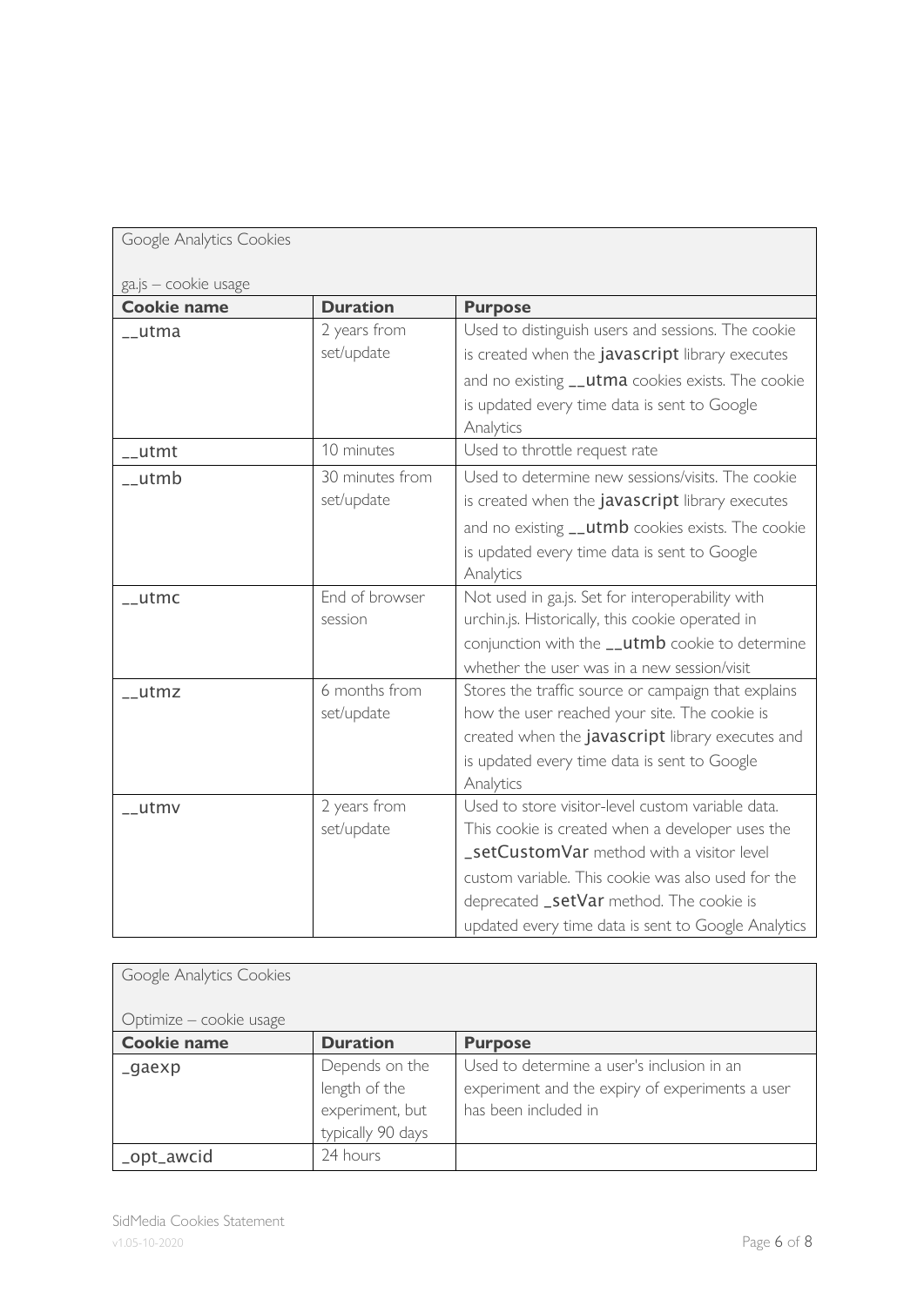Google Analytics Cookies

ga.js – cookie usage

| Cookie name | Duration | Purpose |
| --- | --- | --- |
| __utma | 2 years from set/update | Used to distinguish users and sessions. The cookie is created when the javascript library executes and no existing __utma cookies exists. The cookie is updated every time data is sent to Google Analytics |
| __utmt | 10 minutes | Used to throttle request rate |
| __utmb | 30 minutes from set/update | Used to determine new sessions/visits. The cookie is created when the javascript library executes and no existing __utmb cookies exists. The cookie is updated every time data is sent to Google Analytics |
| __utmc | End of browser session | Not used in ga.js. Set for interoperability with urchin.js. Historically, this cookie operated in conjunction with the __utmb cookie to determine whether the user was in a new session/visit |
| __utmz | 6 months from set/update | Stores the traffic source or campaign that explains how the user reached your site. The cookie is created when the javascript library executes and is updated every time data is sent to Google Analytics |
| __utmv | 2 years from set/update | Used to store visitor-level custom variable data. This cookie is created when a developer uses the _setCustomVar method with a visitor level custom variable. This cookie was also used for the deprecated _setVar method. The cookie is updated every time data is sent to Google Analytics |

Google Analytics Cookies

Optimize – cookie usage

| Cookie name | Duration | Purpose |
| --- | --- | --- |
| _gaexp | Depends on the length of the experiment, but typically 90 days | Used to determine a user's inclusion in an experiment and the expiry of experiments a user has been included in |
| _opt_awcid | 24 hours | |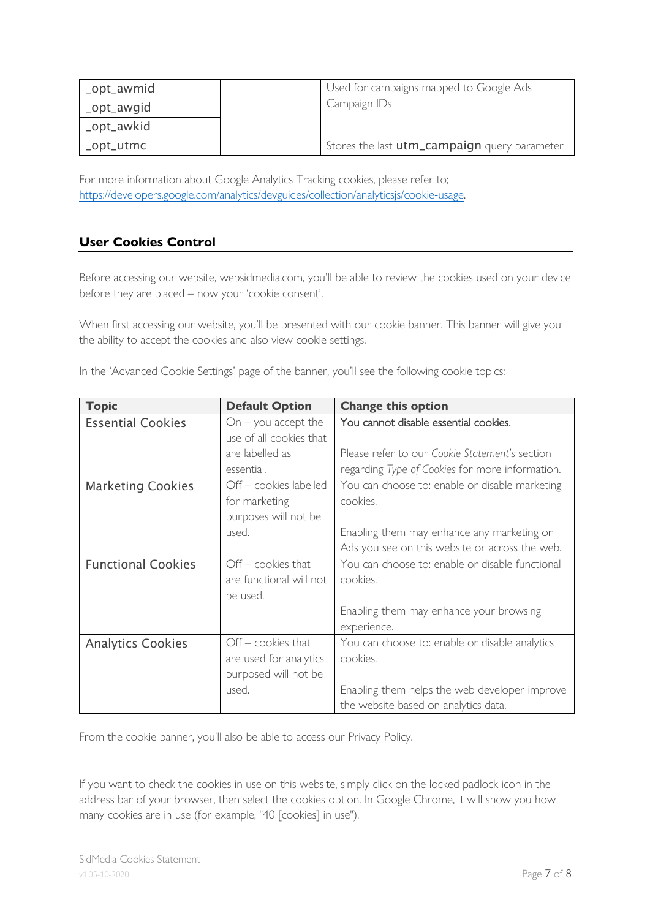| | | |
|---|---|---|
| _opt_awmid | | Used for campaigns mapped to Google Ads Campaign IDs |
| _opt_awgid | | |
| _opt_awkid | | |
| _opt_utmc | | Stores the last **utm_campaign** query parameter |

For more information about Google Analytics Tracking cookies, please refer to; https://developers.google.com/analytics/devguides/collection/analyticsjs/cookie-usage.

## User Cookies Control

Before accessing our website, websidmedia.com, you'll be able to review the cookies used on your device before they are placed – now your 'cookie consent'.

When first accessing our website, you'll be presented with our cookie banner. This banner will give you the ability to accept the cookies and also view cookie settings.

In the 'Advanced Cookie Settings' page of the banner, you'll see the following cookie topics:

| Topic | Default Option | Change this option |
|---|---|---|
| Essential Cookies | On – you accept the use of all cookies that are labelled as essential. | You cannot disable essential cookies. Please refer to our *Cookie Statement's* section regarding *Type of Cookies* for more information. |
| Marketing Cookies | Off – cookies labelled for marketing purposes will not be used. | You can choose to: enable or disable marketing cookies. Enabling them may enhance any marketing or Ads you see on this website or across the web. |
| Functional Cookies | Off – cookies that are functional will not be used. | You can choose to: enable or disable functional cookies. Enabling them may enhance your browsing experience. |
| Analytics Cookies | Off – cookies that are used for analytics purposed will not be used. | You can choose to: enable or disable analytics cookies. Enabling them helps the web developer improve the website based on analytics data. |

From the cookie banner, you'll also be able to access our Privacy Policy.

If you want to check the cookies in use on this website, simply click on the locked padlock icon in the address bar of your browser, then select the cookies option. In Google Chrome, it will show you how many cookies are in use (for example, "40 [cookies] in use").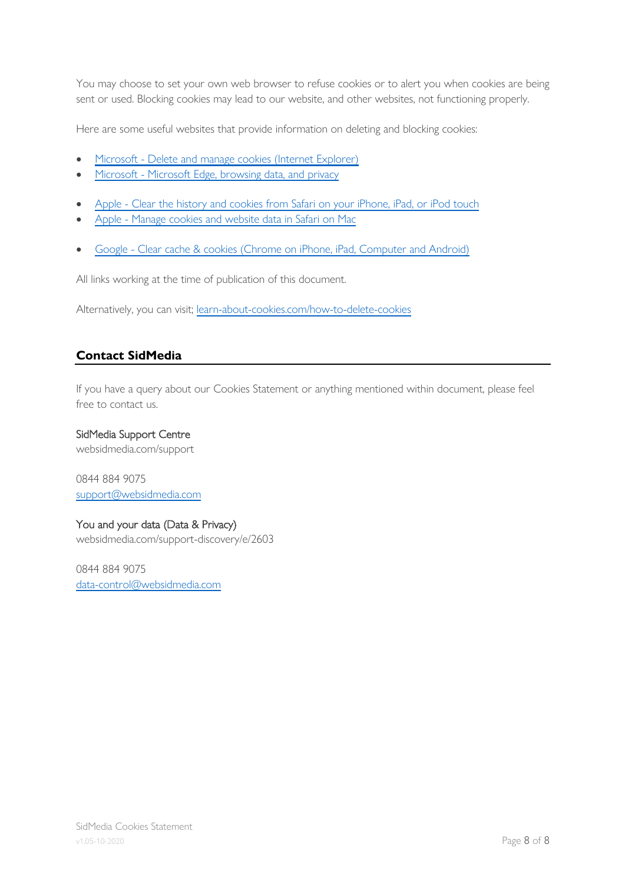You may choose to set your own web browser to refuse cookies or to alert you when cookies are being sent or used. Blocking cookies may lead to our website, and other websites, not functioning properly.

Here are some useful websites that provide information on deleting and blocking cookies:

- Microsoft - Delete and manage cookies (Internet Explorer)
- Microsoft - Microsoft Edge, browsing data, and privacy

- Apple - Clear the history and cookies from Safari on your iPhone, iPad, or iPod touch
- Apple - Manage cookies and website data in Safari on Mac

- Google - Clear cache & cookies (Chrome on iPhone, iPad, Computer and Android)

All links working at the time of publication of this document.

Alternatively, you can visit; learn-about-cookies.com/how-to-delete-cookies

## Contact SidMedia

If you have a query about our Cookies Statement or anything mentioned within document, please feel free to contact us.

SidMedia Support Centre
websidmedia.com/support

0844 884 9075
support@websidmedia.com

You and your data (Data & Privacy)
websidmedia.com/support-discovery/e/2603

0844 884 9075
data-control@websidmedia.com